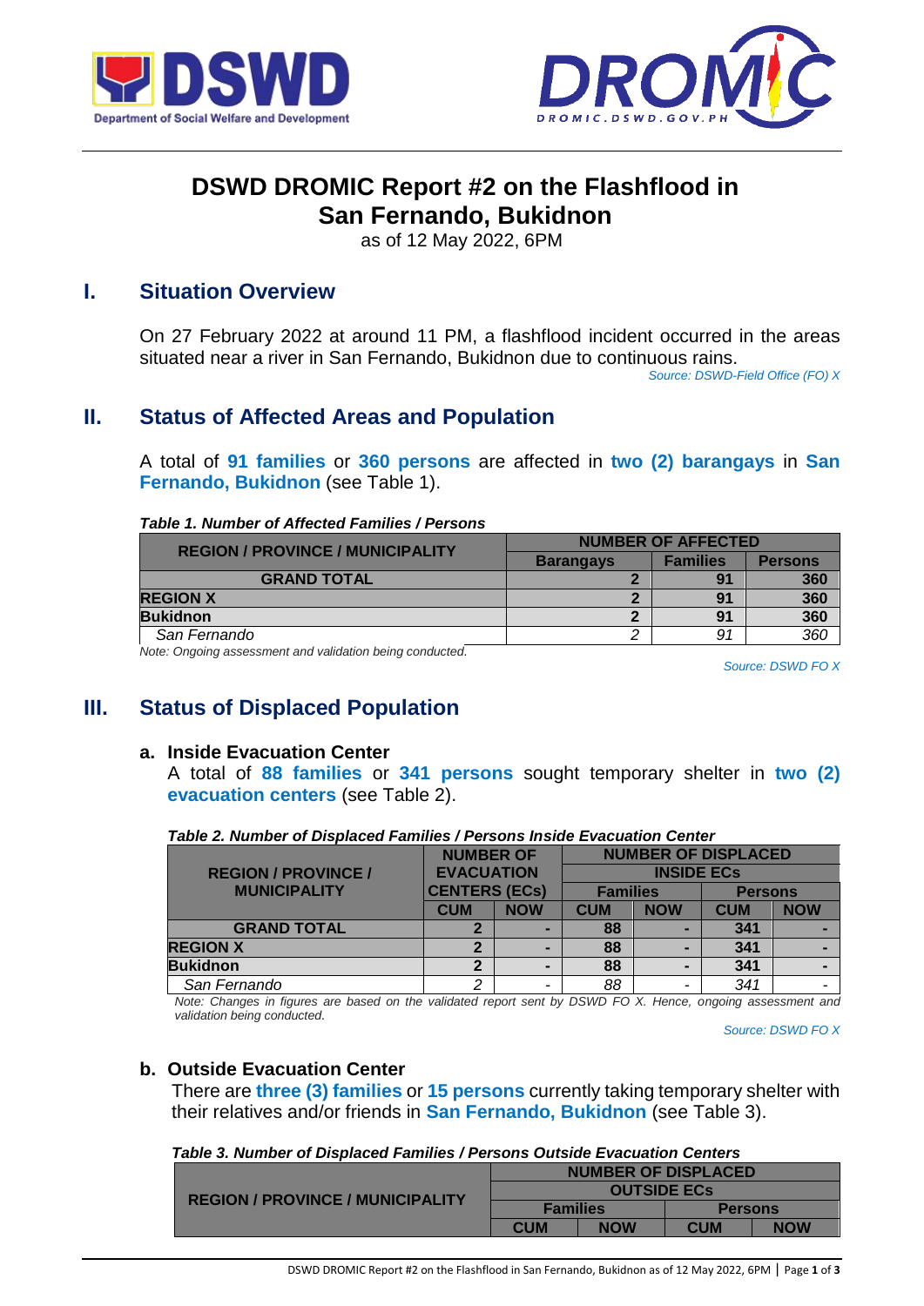# DSWD DROMIC Report #2 on the Flashflood in San Fernando, Bukidnon

as of 12 May 2022, 6PM

## I. Situation Overview

On 27 February 2022 at around 11 PM, a flashflood incident occurred in the areas situated near a river in San Fernando, Bukidnon due to continuous rains.

*Source: DSWD-Field Office (FO) X*

## II. Status of Affected Areas and Population

A total of **91 families** or **360 persons** are affected in **two (2) barangays** in **San Fernando, Bukidnon** (see Table 1).

***Table 1. Number of Affected Families / Persons***

| REGION / PROVINCE / MUNICIPALITY | NUMBER OF AFFECTED | | |
|---|---|---|---|
| | Barangays | Families | Persons |
| **GRAND TOTAL** | **2** | **91** | **360** |
| **REGION X** | **2** | **91** | **360** |
| **Bukidnon** | **2** | **91** | **360** |
| *San Fernando* | *2* | *91* | *360* |

*Note: Ongoing assessment and validation being conducted.*

*Source: DSWD FO X*

## III. Status of Displaced Population

### a. Inside Evacuation Center

A total of **88 families** or **341 persons** sought temporary shelter in **two (2) evacuation centers** (see Table 2).

***Table 2. Number of Displaced Families / Persons Inside Evacuation Center***

| REGION / PROVINCE / MUNICIPALITY | NUMBER OF EVACUATION CENTERS (ECs) | | NUMBER OF DISPLACED INSIDE ECs | | | |
|---|---|---|---|---|---|---|
| | | | Families | | Persons | |
| | CUM | NOW | CUM | NOW | CUM | NOW |
| **GRAND TOTAL** | **2** | **-** | **88** | **-** | **341** | **-** |
| **REGION X** | **2** | **-** | **88** | **-** | **341** | **-** |
| **Bukidnon** | **2** | **-** | **88** | **-** | **341** | **-** |
| *San Fernando* | *2* | - | *88* | - | *341* | - |

*Note: Changes in figures are based on the validated report sent by DSWD FO X. Hence, ongoing assessment and validation being conducted.*

*Source: DSWD FO X*

### b. Outside Evacuation Center

There are **three (3) families** or **15 persons** currently taking temporary shelter with their relatives and/or friends in **San Fernando, Bukidnon** (see Table 3).

***Table 3. Number of Displaced Families / Persons Outside Evacuation Centers***

| REGION / PROVINCE / MUNICIPALITY | NUMBER OF DISPLACED OUTSIDE ECs | | | |
|---|---|---|---|---|
| | Families | | Persons | |
| | CUM | NOW | CUM | NOW |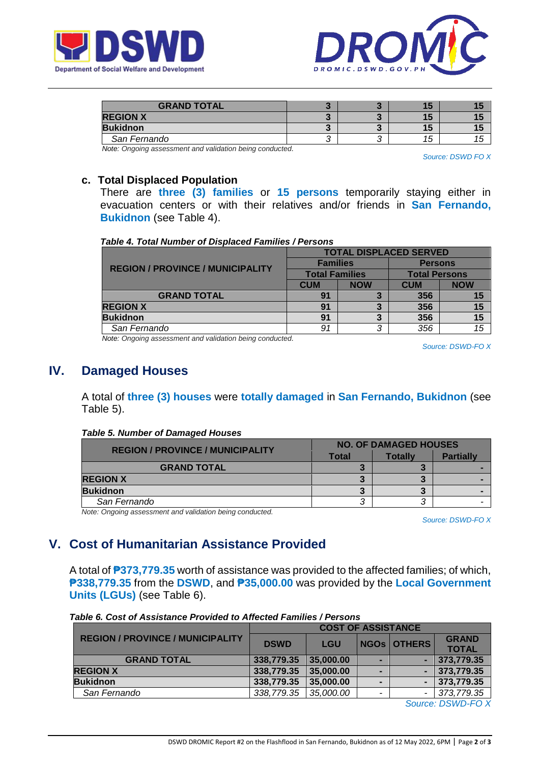| GRAND TOTAL | 3 | 3 | 15 | 15 |
|---|---|---|---|---|
| REGION X | 3 | 3 | 15 | 15 |
| Bukidnon | 3 | 3 | 15 | 15 |
| San Fernando | 3 | 3 | 15 | 15 |

*Note: Ongoing assessment and validation being conducted.*

*Source: DSWD FO X*

### c. Total Displaced Population

There are **three (3) families** or **15 persons** temporarily staying either in evacuation centers or with their relatives and/or friends in **San Fernando, Bukidnon** (see Table 4).

***Table 4. Total Number of Displaced Families / Persons***

| REGION / PROVINCE / MUNICIPALITY | TOTAL DISPLACED SERVED | | | |
|---|---|---|---|---|
| | Families | | Persons | |
| | Total Families | | Total Persons | |
| | CUM | NOW | CUM | NOW |
| GRAND TOTAL | 91 | 3 | 356 | 15 |
| REGION X | 91 | 3 | 356 | 15 |
| Bukidnon | 91 | 3 | 356 | 15 |
| San Fernando | 91 | 3 | 356 | 15 |

*Note: Ongoing assessment and validation being conducted.*

*Source: DSWD-FO X*

## IV. Damaged Houses

A total of **three (3) houses** were **totally damaged** in **San Fernando, Bukidnon** (see Table 5).

***Table 5. Number of Damaged Houses***

| REGION / PROVINCE / MUNICIPALITY | NO. OF DAMAGED HOUSES | | |
|---|---|---|---|
| | Total | Totally | Partially |
| GRAND TOTAL | 3 | 3 | - |
| REGION X | 3 | 3 | - |
| Bukidnon | 3 | 3 | - |
| San Fernando | 3 | 3 | - |

*Note: Ongoing assessment and validation being conducted.*

*Source: DSWD-FO X*

## V. Cost of Humanitarian Assistance Provided

A total of **₱373,779.35** worth of assistance was provided to the affected families; of which, **₱338,779.35** from the **DSWD**, and **₱35,000.00** was provided by the **Local Government Units (LGUs)** (see Table 6).

***Table 6. Cost of Assistance Provided to Affected Families / Persons***

| REGION / PROVINCE / MUNICIPALITY | COST OF ASSISTANCE | | | | |
|---|---|---|---|---|---|
| | DSWD | LGU | NGOs | OTHERS | GRAND TOTAL |
| GRAND TOTAL | 338,779.35 | 35,000.00 | - | - | 373,779.35 |
| REGION X | 338,779.35 | 35,000.00 | - | - | 373,779.35 |
| Bukidnon | 338,779.35 | 35,000.00 | - | - | 373,779.35 |
| San Fernando | 338,779.35 | 35,000.00 | - | - | 373,779.35 |

*Source: DSWD-FO X*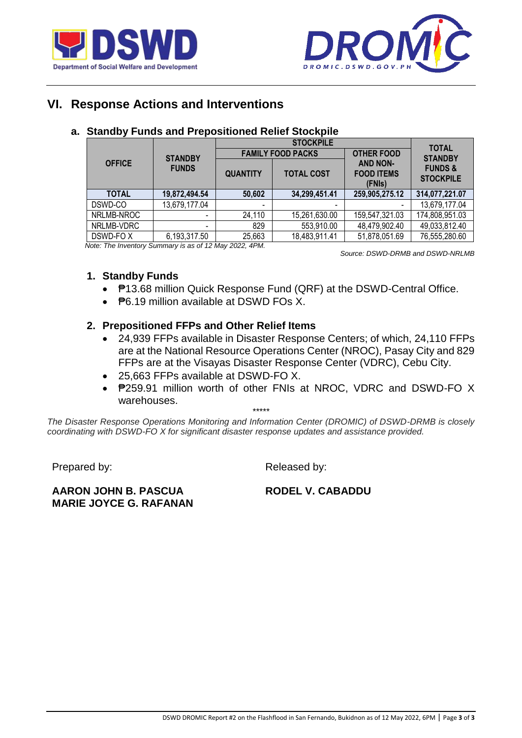# VI. Response Actions and Interventions

## a. Standby Funds and Prepositioned Relief Stockpile

| OFFICE | STANDBY FUNDS | STOCKPILE | | | TOTAL STANDBY FUNDS & STOCKPILE |
|---|---|---|---|---|---|
| | | FAMILY FOOD PACKS | | OTHER FOOD AND NON-FOOD ITEMS (FNIs) | |
| | | QUANTITY | TOTAL COST | | |
| **TOTAL** | **19,872,494.54** | **50,602** | **34,299,451.41** | **259,905,275.12** | **314,077,221.07** |
| DSWD-CO | 13,679,177.04 | - | - | - | 13,679,177.04 |
| NRLMB-NROC | - | 24,110 | 15,261,630.00 | 159,547,321.03 | 174,808,951.03 |
| NRLMB-VDRC | - | 829 | 553,910.00 | 48,479,902.40 | 49,033,812.40 |
| DSWD-FO X | 6,193,317.50 | 25,663 | 18,483,911.41 | 51,878,051.69 | 76,555,280.60 |

*Note: The Inventory Summary is as of 12 May 2022, 4PM.*

*Source: DSWD-DRMB and DSWD-NRLMB*

### 1. Standby Funds

- ₱13.68 million Quick Response Fund (QRF) at the DSWD-Central Office.
- ₱6.19 million available at DSWD FOs X.

### 2. Prepositioned FFPs and Other Relief Items

- 24,939 FFPs available in Disaster Response Centers; of which, 24,110 FFPs are at the National Resource Operations Center (NROC), Pasay City and 829 FFPs are at the Visayas Disaster Response Center (VDRC), Cebu City.
- 25,663 FFPs available at DSWD-FO X.
- ₱259.91 million worth of other FNIs at NROC, VDRC and DSWD-FO X warehouses.

*****

*The Disaster Response Operations Monitoring and Information Center (DROMIC) of DSWD-DRMB is closely coordinating with DSWD-FO X for significant disaster response updates and assistance provided.*

Prepared by:

**AARON JOHN B. PASCUA**
**MARIE JOYCE G. RAFANAN**

Released by:

**RODEL V. CABADDU**